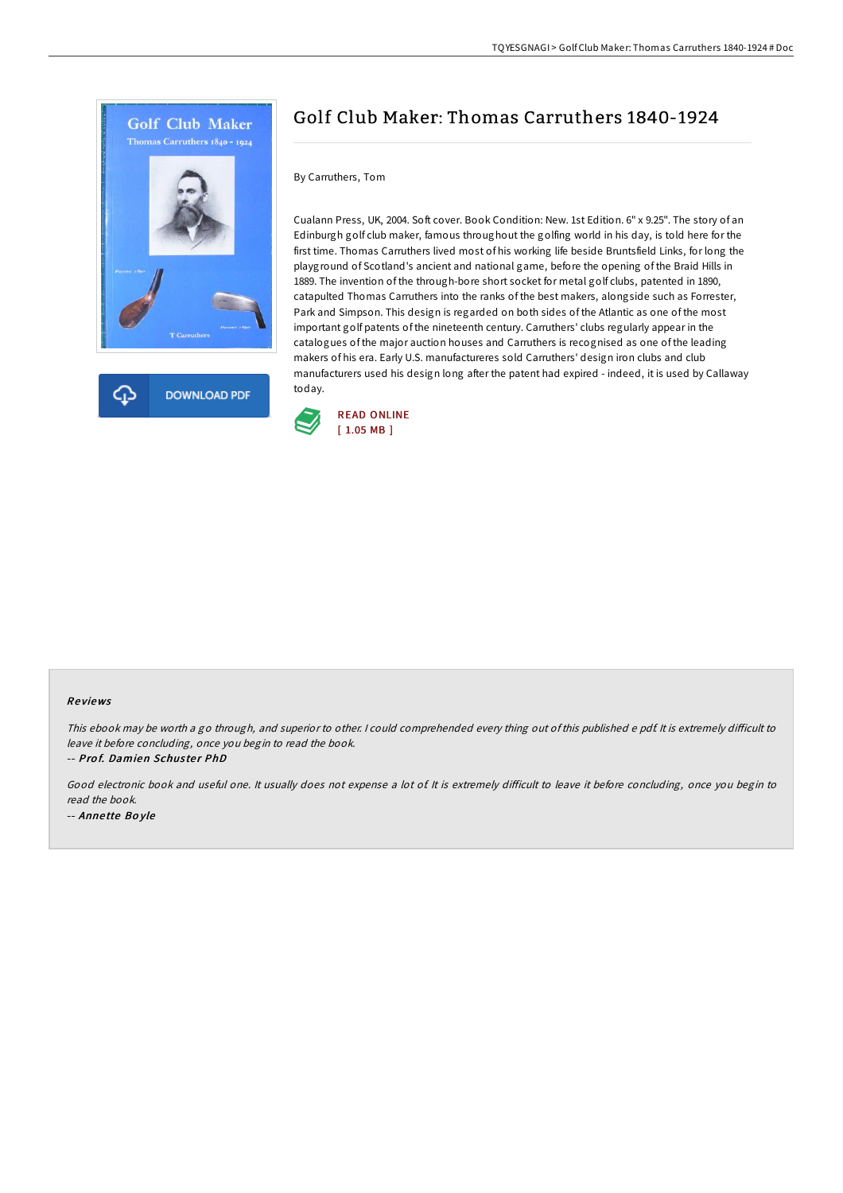# Golf Club Maker: Thomas Carruthers 1840-1924

By Carruthers, Tom

Cualann Press, UK, 2004. Soft cover. Book Condition: New. 1st Edition. 6" x 9.25". The story of an Edinburgh golf club maker, famous throughout the golfing world in his day, is told here for the first time. Thomas Carruthers lived most of his working life beside Bruntsfield Links, for long the playground of Scotland's ancient and national game, before the opening of the Braid Hills in 1889. The invention of the through-bore short socket for metal golf clubs, patented in 1890, catapulted Thomas Carruthers into the ranks of the best makers, alongside such as Forrester, Park and Simpson. This design is regarded on both sides of the Atlantic as one of the most important golf patents of the nineteenth century. Carruthers' clubs regularly appear in the catalogues of the major auction houses and Carruthers is recognised as one of the leading makers of his era. Early U.S. manufactureres sold Carruthers' design iron clubs and club manufacturers used his design long after the patent had expired - indeed, it is used by Callaway today.

READ ONLINE
[ 1.05 MB ]

## Reviews

*This ebook may be worth a go through, and superior to other. I could comprehended every thing out of this published e pdf. It is extremely difficult to leave it before concluding, once you begin to read the book.*

-- ***Prof. Damien Schuster PhD***

*Good electronic book and useful one. It usually does not expense a lot of. It is extremely difficult to leave it before concluding, once you begin to read the book.*

-- ***Annette Boyle***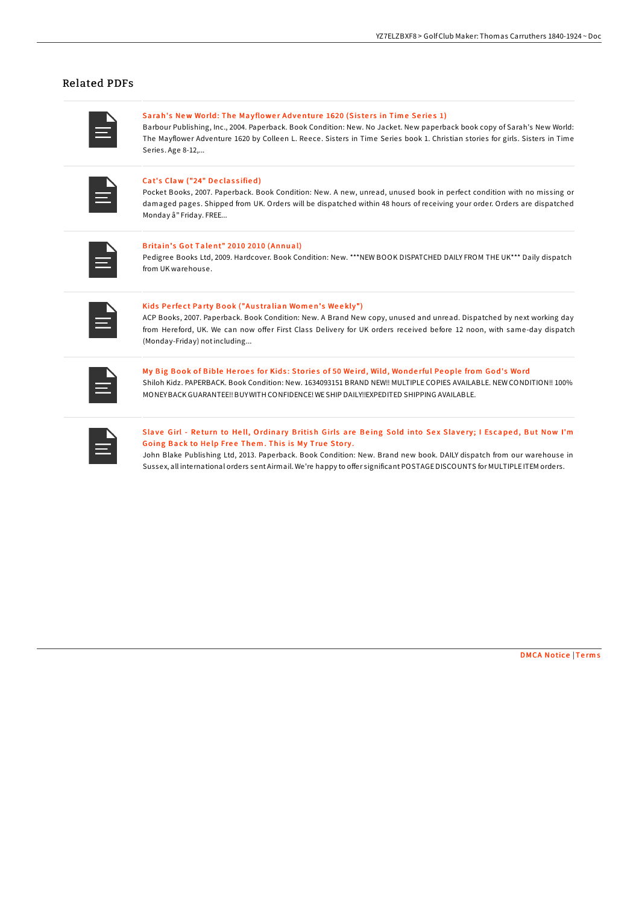## Related PDFs

### Sarah's New World: The Mayflower Adventure 1620 (Sisters in Time Series 1)

Barbour Publishing, Inc., 2004. Paperback. Book Condition: New. No Jacket. New paperback book copy of Sarah's New World: The Mayflower Adventure 1620 by Colleen L. Reece. Sisters in Time Series book 1. Christian stories for girls. Sisters in Time Series. Age 8-12,...

### Cat's Claw ("24" Declassified)

Pocket Books, 2007. Paperback. Book Condition: New. A new, unread, unused book in perfect condition with no missing or damaged pages. Shipped from UK. Orders will be dispatched within 48 hours of receiving your order. Orders are dispatched Monday â" Friday. FREE...

### Britain's Got Talent" 2010 2010 (Annual)

Pedigree Books Ltd, 2009. Hardcover. Book Condition: New. ***NEW BOOK DISPATCHED DAILY FROM THE UK*** Daily dispatch from UK warehouse.

### Kids Perfect Party Book ("Australian Women's Weekly")

ACP Books, 2007. Paperback. Book Condition: New. A Brand New copy, unused and unread. Dispatched by next working day from Hereford, UK. We can now offer First Class Delivery for UK orders received before 12 noon, with same-day dispatch (Monday-Friday) not including...

### My Big Book of Bible Heroes for Kids: Stories of 50 Weird, Wild, Wonderful People from God's Word

Shiloh Kidz. PAPERBACK. Book Condition: New. 1634093151 BRAND NEW!! MULTIPLE COPIES AVAILABLE. NEW CONDITION!! 100% MONEY BACK GUARANTEE!! BUY WITH CONFIDENCE! WE SHIP DAILY!!EXPEDITED SHIPPING AVAILABLE.

### Slave Girl - Return to Hell, Ordinary British Girls are Being Sold into Sex Slavery; I Escaped, But Now I'm Going Back to Help Free Them. This is My True Story.

John Blake Publishing Ltd, 2013. Paperback. Book Condition: New. Brand new book. DAILY dispatch from our warehouse in Sussex, all international orders sent Airmail. We're happy to offer significant POSTAGE DISCOUNTS for MULTIPLE ITEM orders.

DMCA Notice | Terms